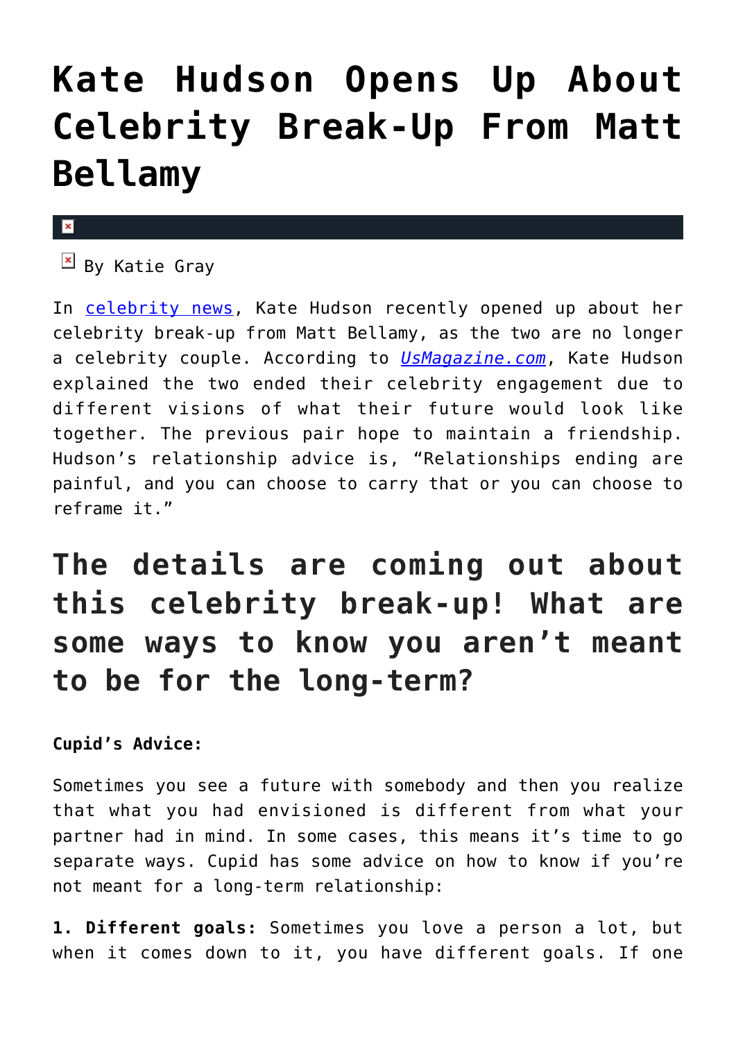# Kate Hudson Opens Up About Celebrity Break-Up From Matt Bellamy

By Katie Gray

In celebrity news, Kate Hudson recently opened up about her celebrity break-up from Matt Bellamy, as the two are no longer a celebrity couple. According to *UsMagazine.com*, Kate Hudson explained the two ended their celebrity engagement due to different visions of what their future would look like together. The previous pair hope to maintain a friendship. Hudson's relationship advice is, "Relationships ending are painful, and you can choose to carry that or you can choose to reframe it."

## The details are coming out about this celebrity break-up! What are some ways to know you aren't meant to be for the long-term?

**Cupid's Advice:**

Sometimes you see a future with somebody and then you realize that what you had envisioned is different from what your partner had in mind. In some cases, this means it's time to go separate ways. Cupid has some advice on how to know if you're not meant for a long-term relationship:

**1. Different goals:** Sometimes you love a person a lot, but when it comes down to it, you have different goals. If one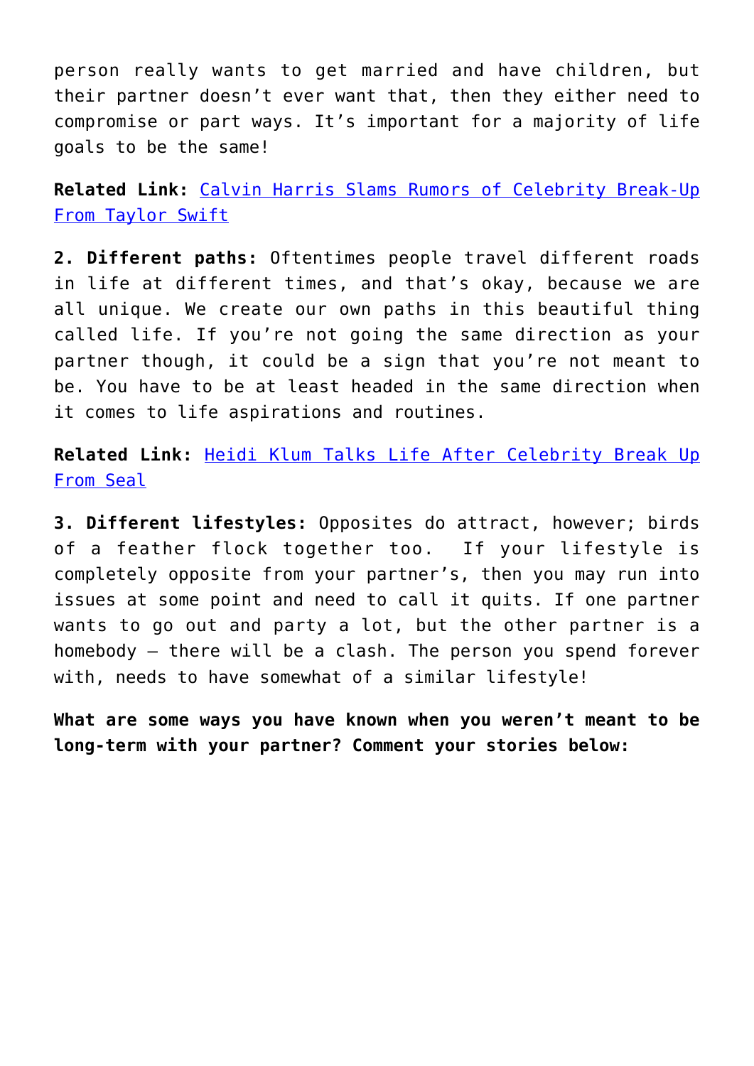person really wants to get married and have children, but their partner doesn't ever want that, then they either need to compromise or part ways. It's important for a majority of life goals to be the same!

**Related Link:** Calvin Harris Slams Rumors of Celebrity Break-Up From Taylor Swift

**2. Different paths:** Oftentimes people travel different roads in life at different times, and that's okay, because we are all unique. We create our own paths in this beautiful thing called life. If you're not going the same direction as your partner though, it could be a sign that you're not meant to be. You have to be at least headed in the same direction when it comes to life aspirations and routines.

**Related Link:** Heidi Klum Talks Life After Celebrity Break Up From Seal

**3. Different lifestyles:** Opposites do attract, however; birds of a feather flock together too. If your lifestyle is completely opposite from your partner's, then you may run into issues at some point and need to call it quits. If one partner wants to go out and party a lot, but the other partner is a homebody – there will be a clash. The person you spend forever with, needs to have somewhat of a similar lifestyle!

**What are some ways you have known when you weren't meant to be long-term with your partner? Comment your stories below:**